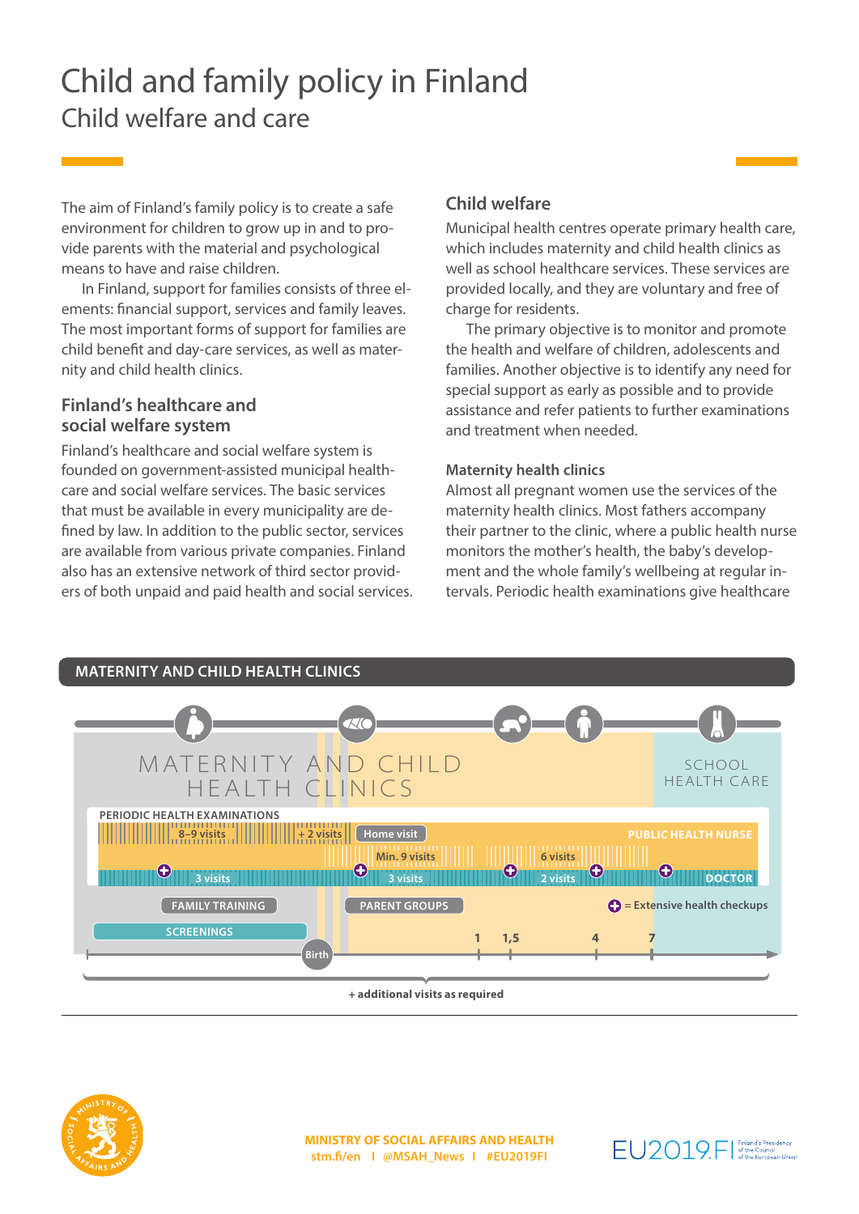# Child and family policy in Finland

## Child welfare and care

The aim of Finland's family policy is to create a safe environment for children to grow up in and to provide parents with the material and psychological means to have and raise children.

In Finland, support for families consists of three elements: financial support, services and family leaves. The most important forms of support for families are child benefit and day-care services, as well as maternity and child health clinics.

### Finland's healthcare and social welfare system

Finland's healthcare and social welfare system is founded on government-assisted municipal healthcare and social welfare services. The basic services that must be available in every municipality are defined by law. In addition to the public sector, services are available from various private companies. Finland also has an extensive network of third sector providers of both unpaid and paid health and social services.

### Child welfare

Municipal health centres operate primary health care, which includes maternity and child health clinics as well as school healthcare services. These services are provided locally, and they are voluntary and free of charge for residents.

The primary objective is to monitor and promote the health and welfare of children, adolescents and families. Another objective is to identify any need for special support as early as possible and to provide assistance and refer patients to further examinations and treatment when needed.

#### Maternity health clinics

Almost all pregnant women use the services of the maternity health clinics. Most fathers accompany their partner to the clinic, where a public health nurse monitors the mother's health, the baby's development and the whole family's wellbeing at regular intervals. Periodic health examinations give healthcare

**MATERNITY AND CHILD HEALTH CLINICS**

MATERNITY AND CHILD HEALTH CLINICS

SCHOOL HEALTH CARE

PERIODIC HEALTH EXAMINATIONS

8–9 visits | + 2 visits | Home visit | PUBLIC HEALTH NURSE

Min. 9 visits | 6 visits

3 visits | 3 visits | 2 visits | DOCTOR

FAMILY TRAINING | PARENT GROUPS | = Extensive health checkups

SCREENINGS

Birth | 1 | 1,5 | 4 | 7

+ additional visits as required

**MINISTRY OF SOCIAL AFFAIRS AND HEALTH**
stm.fi/en I @MSAH_News I #EU2019FI

EU2019.FI Finland's Presidency of the Council of the European Union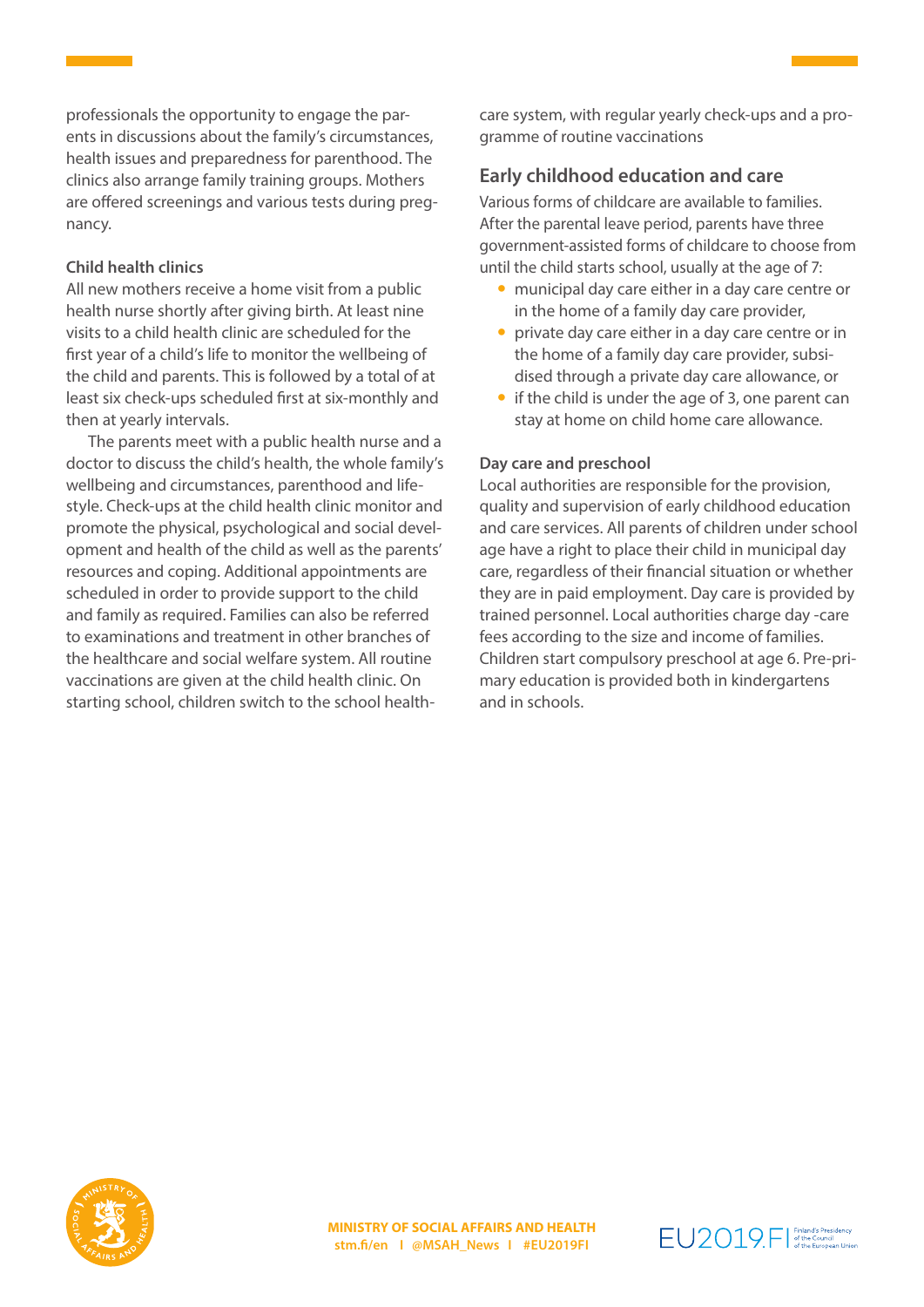professionals the opportunity to engage the parents in discussions about the family's circumstances, health issues and preparedness for parenthood. The clinics also arrange family training groups. Mothers are offered screenings and various tests during pregnancy.

### Child health clinics

All new mothers receive a home visit from a public health nurse shortly after giving birth. At least nine visits to a child health clinic are scheduled for the first year of a child's life to monitor the wellbeing of the child and parents. This is followed by a total of at least six check-ups scheduled first at six-monthly and then at yearly intervals.

The parents meet with a public health nurse and a doctor to discuss the child's health, the whole family's wellbeing and circumstances, parenthood and lifestyle. Check-ups at the child health clinic monitor and promote the physical, psychological and social development and health of the child as well as the parents' resources and coping. Additional appointments are scheduled in order to provide support to the child and family as required. Families can also be referred to examinations and treatment in other branches of the healthcare and social welfare system. All routine vaccinations are given at the child health clinic. On starting school, children switch to the school healthcare system, with regular yearly check-ups and a programme of routine vaccinations

## Early childhood education and care

Various forms of childcare are available to families. After the parental leave period, parents have three government-assisted forms of childcare to choose from until the child starts school, usually at the age of 7:

- municipal day care either in a day care centre or in the home of a family day care provider,
- private day care either in a day care centre or in the home of a family day care provider, subsidised through a private day care allowance, or
- if the child is under the age of 3, one parent can stay at home on child home care allowance.

### Day care and preschool

Local authorities are responsible for the provision, quality and supervision of early childhood education and care services. All parents of children under school age have a right to place their child in municipal day care, regardless of their financial situation or whether they are in paid employment. Day care is provided by trained personnel. Local authorities charge day -care fees according to the size and income of families. Children start compulsory preschool at age 6. Pre-primary education is provided both in kindergartens and in schools.